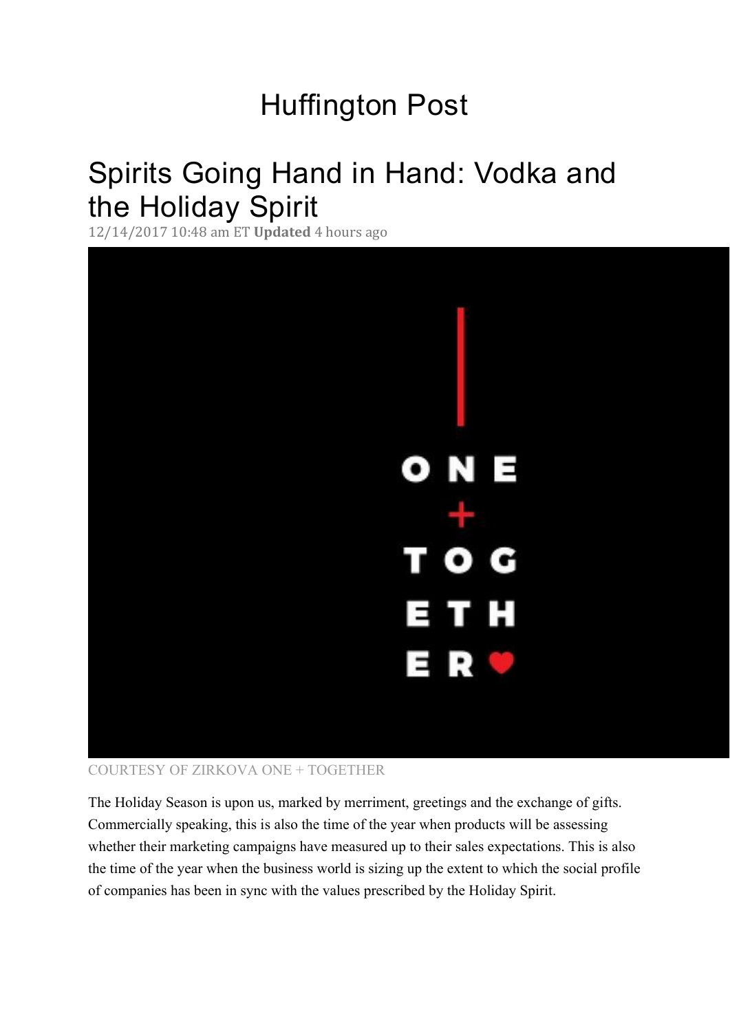# Huffington Post

## Spirits Going Hand in Hand: Vodka and the Holiday Spirit

12/14/2017 10:48 am ET **Updated** 4 hours ago

COURTESY OF ZIRKOVA ONE + TOGETHER

The Holiday Season is upon us, marked by merriment, greetings and the exchange of gifts. Commercially speaking, this is also the time of the year when products will be assessing whether their marketing campaigns have measured up to their sales expectations. This is also the time of the year when the business world is sizing up the extent to which the social profile of companies has been in sync with the values prescribed by the Holiday Spirit.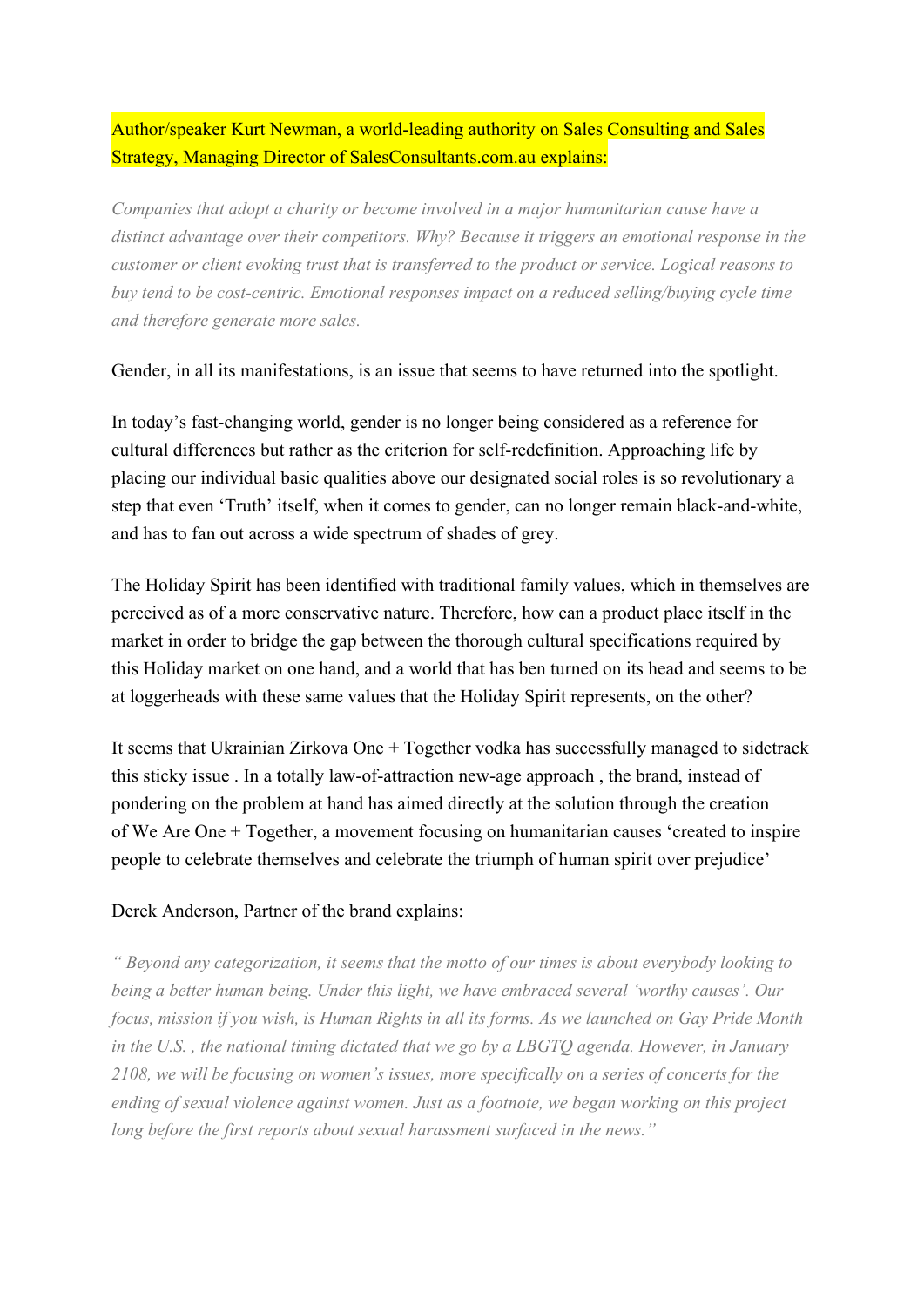Author/speaker Kurt Newman, a world-leading authority on Sales Consulting and Sales Strategy, Managing Director of SalesConsultants.com.au explains:

*Companies that adopt a charity or become involved in a major humanitarian cause have a distinct advantage over their competitors. Why? Because it triggers an emotional response in the customer or client evoking trust that is transferred to the product or service. Logical reasons to buy tend to be cost-centric. Emotional responses impact on a reduced selling/buying cycle time and therefore generate more sales.*

Gender, in all its manifestations, is an issue that seems to have returned into the spotlight.

In today's fast-changing world, gender is no longer being considered as a reference for cultural differences but rather as the criterion for self-redefinition. Approaching life by placing our individual basic qualities above our designated social roles is so revolutionary a step that even 'Truth' itself, when it comes to gender, can no longer remain black-and-white, and has to fan out across a wide spectrum of shades of grey.

The Holiday Spirit has been identified with traditional family values, which in themselves are perceived as of a more conservative nature. Therefore, how can a product place itself in the market in order to bridge the gap between the thorough cultural specifications required by this Holiday market on one hand, and a world that has ben turned on its head and seems to be at loggerheads with these same values that the Holiday Spirit represents, on the other?

It seems that Ukrainian Zirkova One + Together vodka has successfully managed to sidetrack this sticky issue . In a totally law-of-attraction new-age approach , the brand, instead of pondering on the problem at hand has aimed directly at the solution through the creation of We Are One + Together, a movement focusing on humanitarian causes 'created to inspire people to celebrate themselves and celebrate the triumph of human spirit over prejudice'

Derek Anderson, Partner of the brand explains:

*" Beyond any categorization, it seems that the motto of our times is about everybody looking to being a better human being. Under this light, we have embraced several 'worthy causes'. Our focus, mission if you wish, is Human Rights in all its forms. As we launched on Gay Pride Month in the U.S. , the national timing dictated that we go by a LBGTQ agenda. However, in January 2108, we will be focusing on women's issues, more specifically on a series of concerts for the ending of sexual violence against women. Just as a footnote, we began working on this project long before the first reports about sexual harassment surfaced in the news."*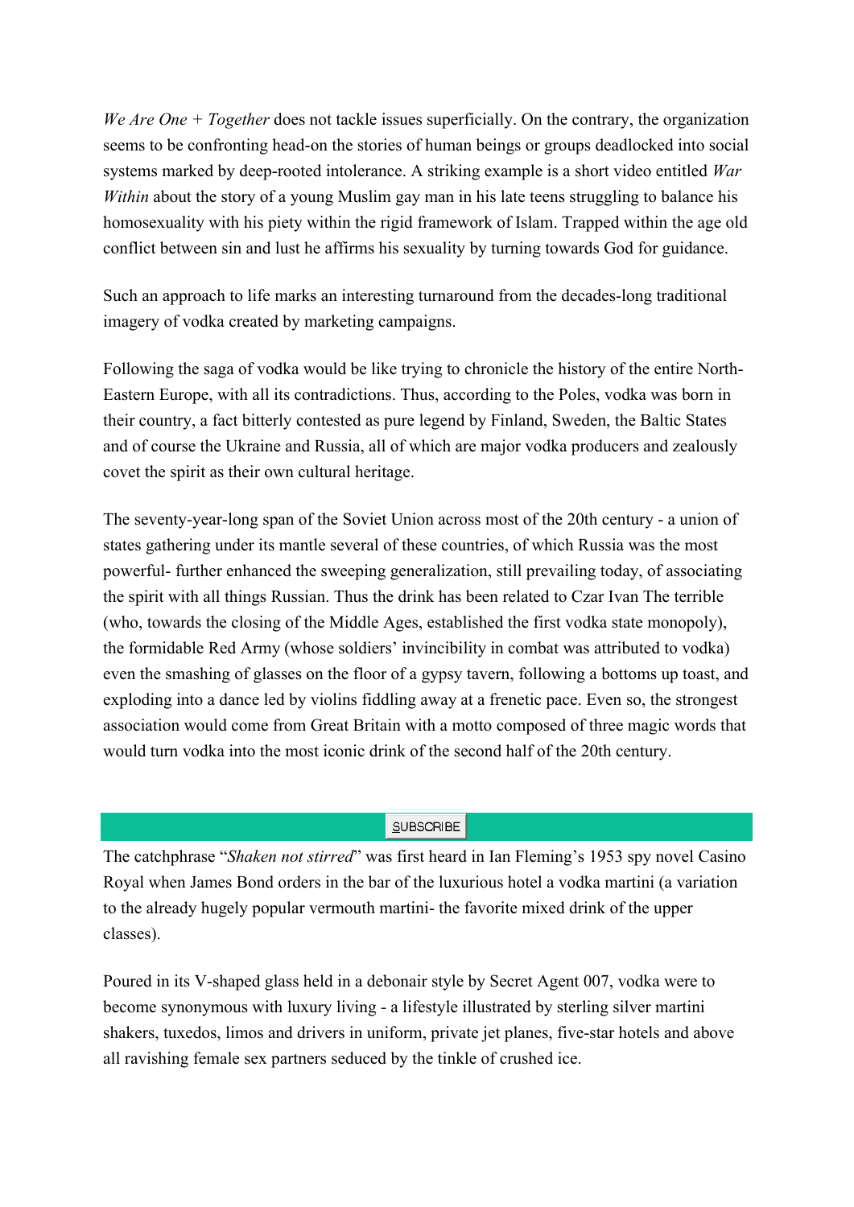*We Are One + Together* does not tackle issues superficially. On the contrary, the organization seems to be confronting head-on the stories of human beings or groups deadlocked into social systems marked by deep-rooted intolerance. A striking example is a short video entitled *War Within* about the story of a young Muslim gay man in his late teens struggling to balance his homosexuality with his piety within the rigid framework of Islam. Trapped within the age old conflict between sin and lust he affirms his sexuality by turning towards God for guidance.

Such an approach to life marks an interesting turnaround from the decades-long traditional imagery of vodka created by marketing campaigns.

Following the saga of vodka would be like trying to chronicle the history of the entire North-Eastern Europe, with all its contradictions. Thus, according to the Poles, vodka was born in their country, a fact bitterly contested as pure legend by Finland, Sweden, the Baltic States and of course the Ukraine and Russia, all of which are major vodka producers and zealously covet the spirit as their own cultural heritage.

The seventy-year-long span of the Soviet Union across most of the 20th century - a union of states gathering under its mantle several of these countries, of which Russia was the most powerful- further enhanced the sweeping generalization, still prevailing today, of associating the spirit with all things Russian. Thus the drink has been related to Czar Ivan The terrible (who, towards the closing of the Middle Ages, established the first vodka state monopoly), the formidable Red Army (whose soldiers' invincibility in combat was attributed to vodka) even the smashing of glasses on the floor of a gypsy tavern, following a bottoms up toast, and exploding into a dance led by violins fiddling away at a frenetic pace. Even so, the strongest association would come from Great Britain with a motto composed of three magic words that would turn vodka into the most iconic drink of the second half of the 20th century.

SUBSCRIBE

The catchphrase "*Shaken not stirred*" was first heard in Ian Fleming's 1953 spy novel Casino Royal when James Bond orders in the bar of the luxurious hotel a vodka martini (a variation to the already hugely popular vermouth martini- the favorite mixed drink of the upper classes).

Poured in its V-shaped glass held in a debonair style by Secret Agent 007, vodka were to become synonymous with luxury living - a lifestyle illustrated by sterling silver martini shakers, tuxedos, limos and drivers in uniform, private jet planes, five-star hotels and above all ravishing female sex partners seduced by the tinkle of crushed ice.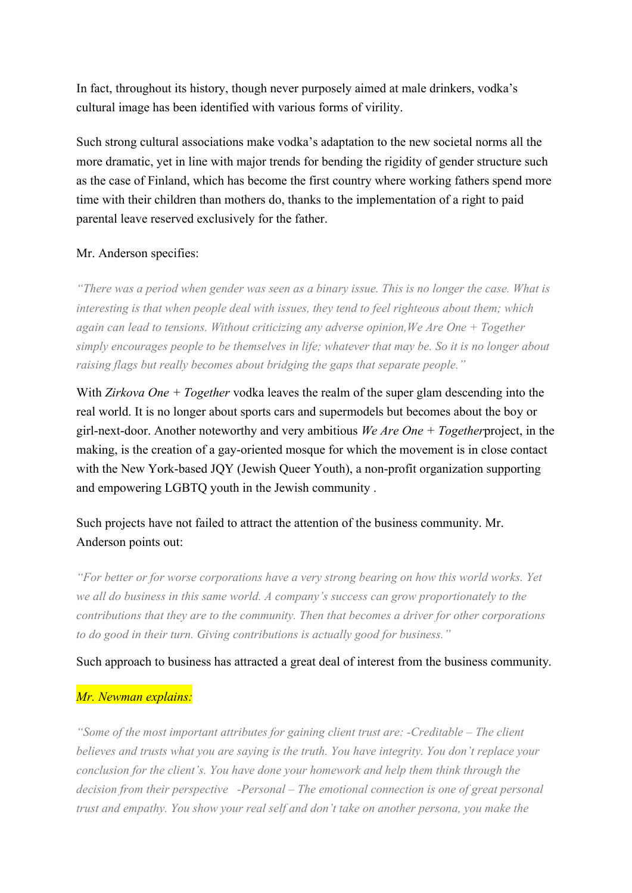In fact, throughout its history, though never purposely aimed at male drinkers, vodka's cultural image has been identified with various forms of virility.

Such strong cultural associations make vodka's adaptation to the new societal norms all the more dramatic, yet in line with major trends for bending the rigidity of gender structure such as the case of Finland, which has become the first country where working fathers spend more time with their children than mothers do, thanks to the implementation of a right to paid parental leave reserved exclusively for the father.

Mr. Anderson specifies:

*"There was a period when gender was seen as a binary issue. This is no longer the case. What is interesting is that when people deal with issues, they tend to feel righteous about them; which again can lead to tensions. Without criticizing any adverse opinion,We Are One + Together simply encourages people to be themselves in life; whatever that may be. So it is no longer about raising flags but really becomes about bridging the gaps that separate people."*

With *Zirkova One + Together* vodka leaves the realm of the super glam descending into the real world. It is no longer about sports cars and supermodels but becomes about the boy or girl-next-door. Another noteworthy and very ambitious *We Are One + Together*project, in the making, is the creation of a gay-oriented mosque for which the movement is in close contact with the New York-based JQY (Jewish Queer Youth), a non-profit organization supporting and empowering LGBTQ youth in the Jewish community .

Such projects have not failed to attract the attention of the business community. Mr. Anderson points out:

*"For better or for worse corporations have a very strong bearing on how this world works. Yet we all do business in this same world. A company's success can grow proportionately to the contributions that they are to the community. Then that becomes a driver for other corporations to do good in their turn. Giving contributions is actually good for business."*

Such approach to business has attracted a great deal of interest from the business community.

*Mr. Newman explains:*

*"Some of the most important attributes for gaining client trust are: -Creditable – The client believes and trusts what you are saying is the truth. You have integrity. You don't replace your conclusion for the client's. You have done your homework and help them think through the decision from their perspective -Personal – The emotional connection is one of great personal trust and empathy. You show your real self and don't take on another persona, you make the*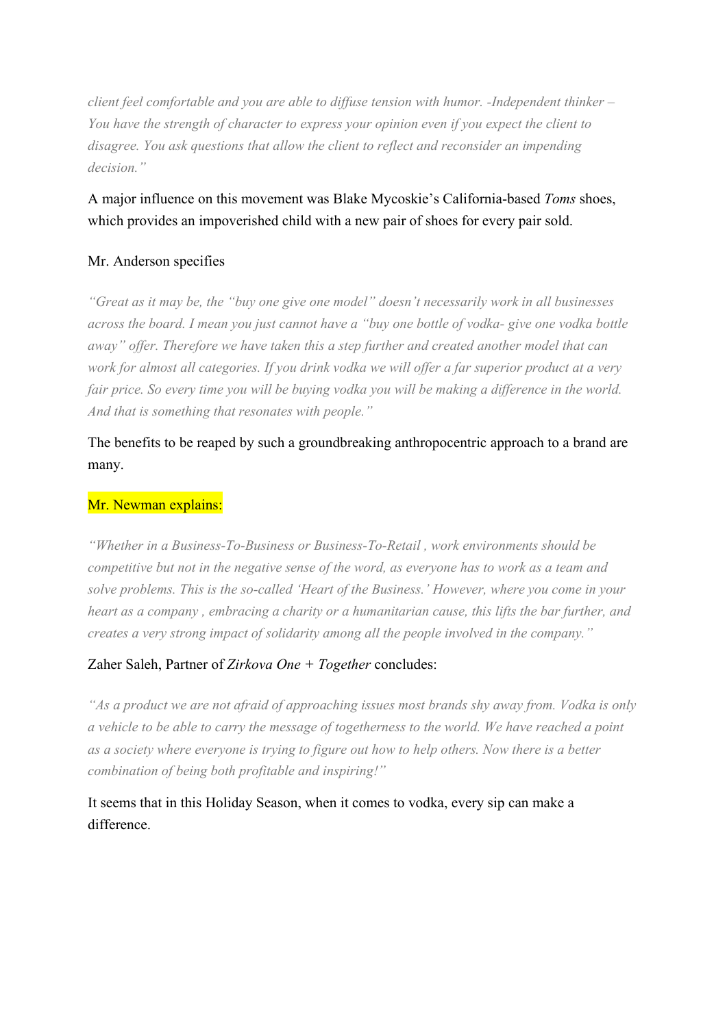*client feel comfortable and you are able to diffuse tension with humor. -Independent thinker – You have the strength of character to express your opinion even if you expect the client to disagree. You ask questions that allow the client to reflect and reconsider an impending decision."*

A major influence on this movement was Blake Mycoskie's California-based *Toms* shoes, which provides an impoverished child with a new pair of shoes for every pair sold.

Mr. Anderson specifies

*"Great as it may be, the "buy one give one model" doesn't necessarily work in all businesses across the board. I mean you just cannot have a "buy one bottle of vodka- give one vodka bottle away" offer. Therefore we have taken this a step further and created another model that can work for almost all categories. If you drink vodka we will offer a far superior product at a very fair price. So every time you will be buying vodka you will be making a difference in the world. And that is something that resonates with people."*

The benefits to be reaped by such a groundbreaking anthropocentric approach to a brand are many.

Mr. Newman explains:

*"Whether in a Business-To-Business or Business-To-Retail , work environments should be competitive but not in the negative sense of the word, as everyone has to work as a team and solve problems. This is the so-called 'Heart of the Business.' However, where you come in your heart as a company , embracing a charity or a humanitarian cause, this lifts the bar further, and creates a very strong impact of solidarity among all the people involved in the company."*

Zaher Saleh, Partner of *Zirkova One + Together* concludes:

*"As a product we are not afraid of approaching issues most brands shy away from. Vodka is only a vehicle to be able to carry the message of togetherness to the world. We have reached a point as a society where everyone is trying to figure out how to help others. Now there is a better combination of being both profitable and inspiring!"*

It seems that in this Holiday Season, when it comes to vodka, every sip can make a difference.